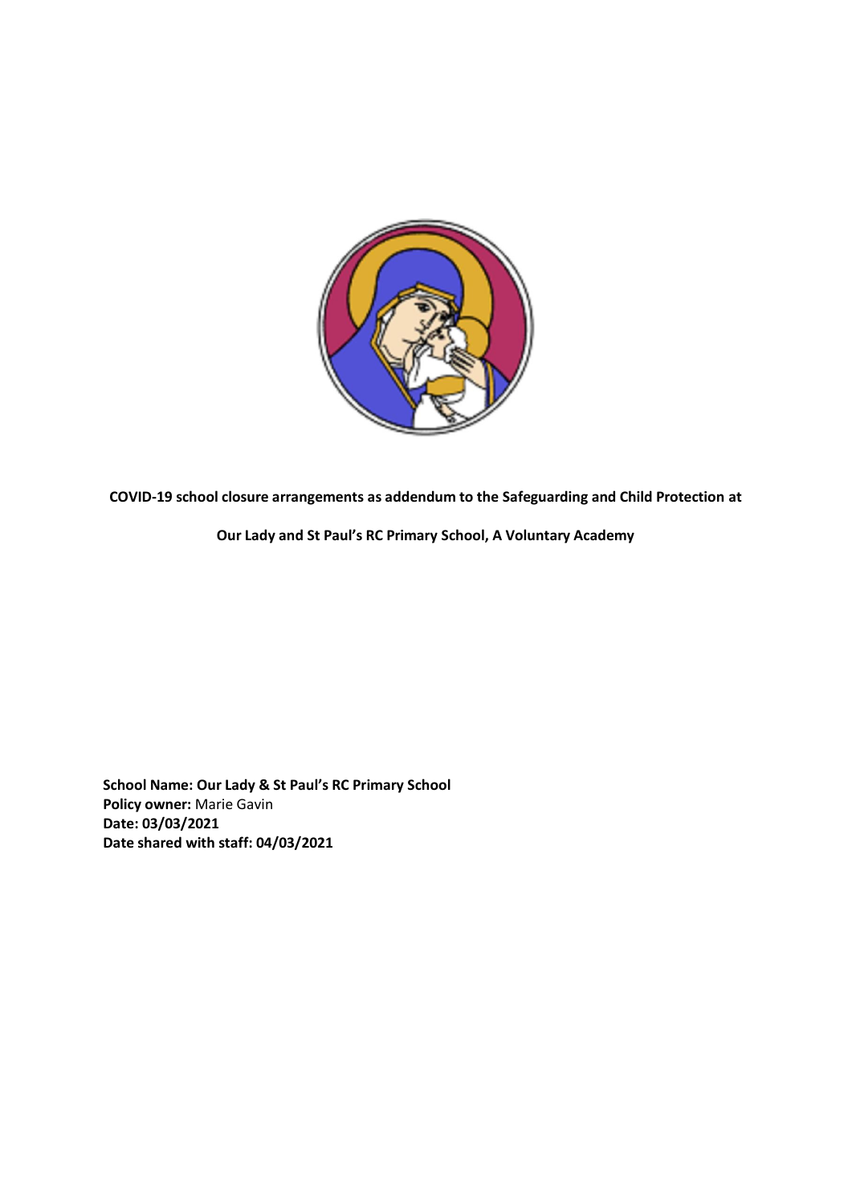**COVID-19 school closure arrangements as addendum to the Safeguarding and Child Protection at**

**Our Lady and St Paul's RC Primary School, A Voluntary Academy**

**School Name: Our Lady & St Paul's RC Primary School**
**Policy owner:** Marie Gavin
**Date: 03/03/2021**
**Date shared with staff: 04/03/2021**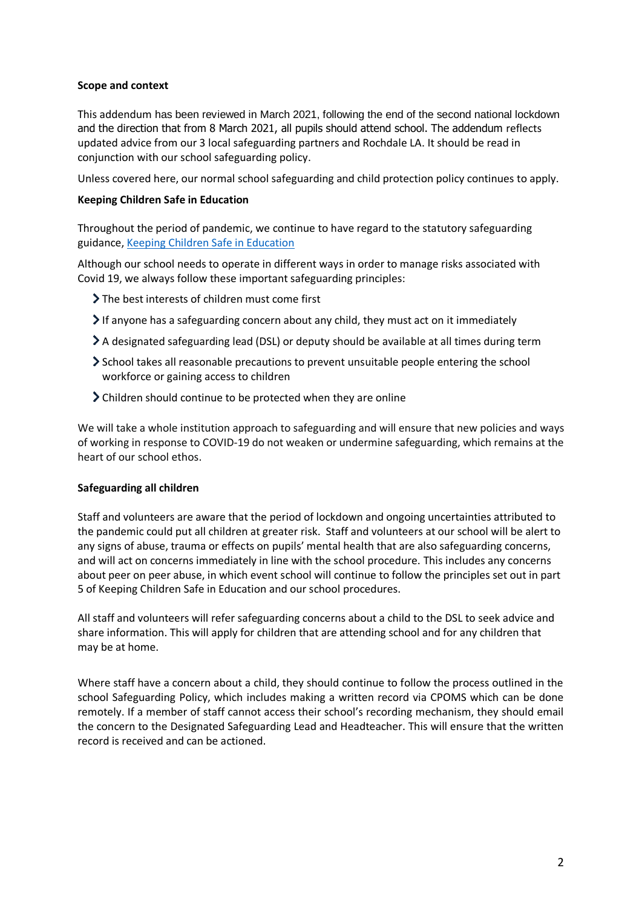**Scope and context**

This addendum has been reviewed in March 2021, following the end of the second national lockdown and the direction that from 8 March 2021, all pupils should attend school. The addendum reflects updated advice from our 3 local safeguarding partners and Rochdale LA. It should be read in conjunction with our school safeguarding policy.

Unless covered here, our normal school safeguarding and child protection policy continues to apply.

**Keeping Children Safe in Education**

Throughout the period of pandemic, we continue to have regard to the statutory safeguarding guidance, [Keeping Children Safe in Education]

Although our school needs to operate in different ways in order to manage risks associated with Covid 19, we always follow these important safeguarding principles:

- The best interests of children must come first
- If anyone has a safeguarding concern about any child, they must act on it immediately
- A designated safeguarding lead (DSL) or deputy should be available at all times during term
- School takes all reasonable precautions to prevent unsuitable people entering the school workforce or gaining access to children
- Children should continue to be protected when they are online

We will take a whole institution approach to safeguarding and will ensure that new policies and ways of working in response to COVID-19 do not weaken or undermine safeguarding, which remains at the heart of our school ethos.

**Safeguarding all children**

Staff and volunteers are aware that the period of lockdown and ongoing uncertainties attributed to the pandemic could put all children at greater risk. Staff and volunteers at our school will be alert to any signs of abuse, trauma or effects on pupils' mental health that are also safeguarding concerns, and will act on concerns immediately in line with the school procedure. This includes any concerns about peer on peer abuse, in which event school will continue to follow the principles set out in part 5 of Keeping Children Safe in Education and our school procedures.

All staff and volunteers will refer safeguarding concerns about a child to the DSL to seek advice and share information. This will apply for children that are attending school and for any children that may be at home.

Where staff have a concern about a child, they should continue to follow the process outlined in the school Safeguarding Policy, which includes making a written record via CPOMS which can be done remotely. If a member of staff cannot access their school's recording mechanism, they should email the concern to the Designated Safeguarding Lead and Headteacher. This will ensure that the written record is received and can be actioned.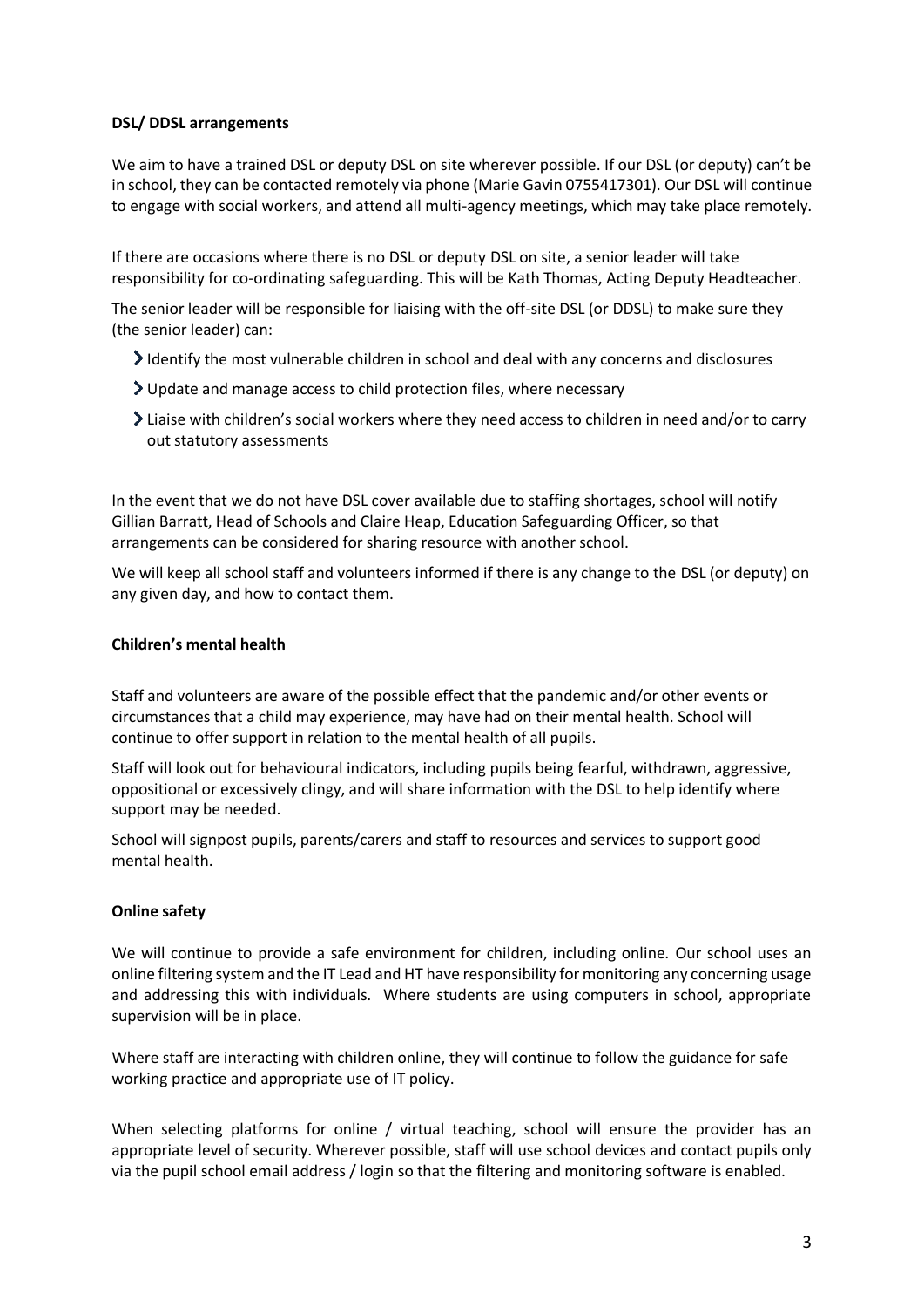**DSL/ DDSL arrangements**

We aim to have a trained DSL or deputy DSL on site wherever possible. If our DSL (or deputy) can't be in school, they can be contacted remotely via phone (Marie Gavin 0755417301). Our DSL will continue to engage with social workers, and attend all multi-agency meetings, which may take place remotely.

If there are occasions where there is no DSL or deputy DSL on site, a senior leader will take responsibility for co-ordinating safeguarding. This will be Kath Thomas, Acting Deputy Headteacher.

The senior leader will be responsible for liaising with the off-site DSL (or DDSL) to make sure they (the senior leader) can:

- Identify the most vulnerable children in school and deal with any concerns and disclosures
- Update and manage access to child protection files, where necessary
- Liaise with children's social workers where they need access to children in need and/or to carry out statutory assessments

In the event that we do not have DSL cover available due to staffing shortages, school will notify Gillian Barratt, Head of Schools and Claire Heap, Education Safeguarding Officer, so that arrangements can be considered for sharing resource with another school.

We will keep all school staff and volunteers informed if there is any change to the DSL (or deputy) on any given day, and how to contact them.

**Children's mental health**

Staff and volunteers are aware of the possible effect that the pandemic and/or other events or circumstances that a child may experience, may have had on their mental health. School will continue to offer support in relation to the mental health of all pupils.

Staff will look out for behavioural indicators, including pupils being fearful, withdrawn, aggressive, oppositional or excessively clingy, and will share information with the DSL to help identify where support may be needed.

School will signpost pupils, parents/carers and staff to resources and services to support good mental health.

**Online safety**

We will continue to provide a safe environment for children, including online. Our school uses an online filtering system and the IT Lead and HT have responsibility for monitoring any concerning usage and addressing this with individuals. Where students are using computers in school, appropriate supervision will be in place.

Where staff are interacting with children online, they will continue to follow the guidance for safe working practice and appropriate use of IT policy.

When selecting platforms for online / virtual teaching, school will ensure the provider has an appropriate level of security. Wherever possible, staff will use school devices and contact pupils only via the pupil school email address / login so that the filtering and monitoring software is enabled.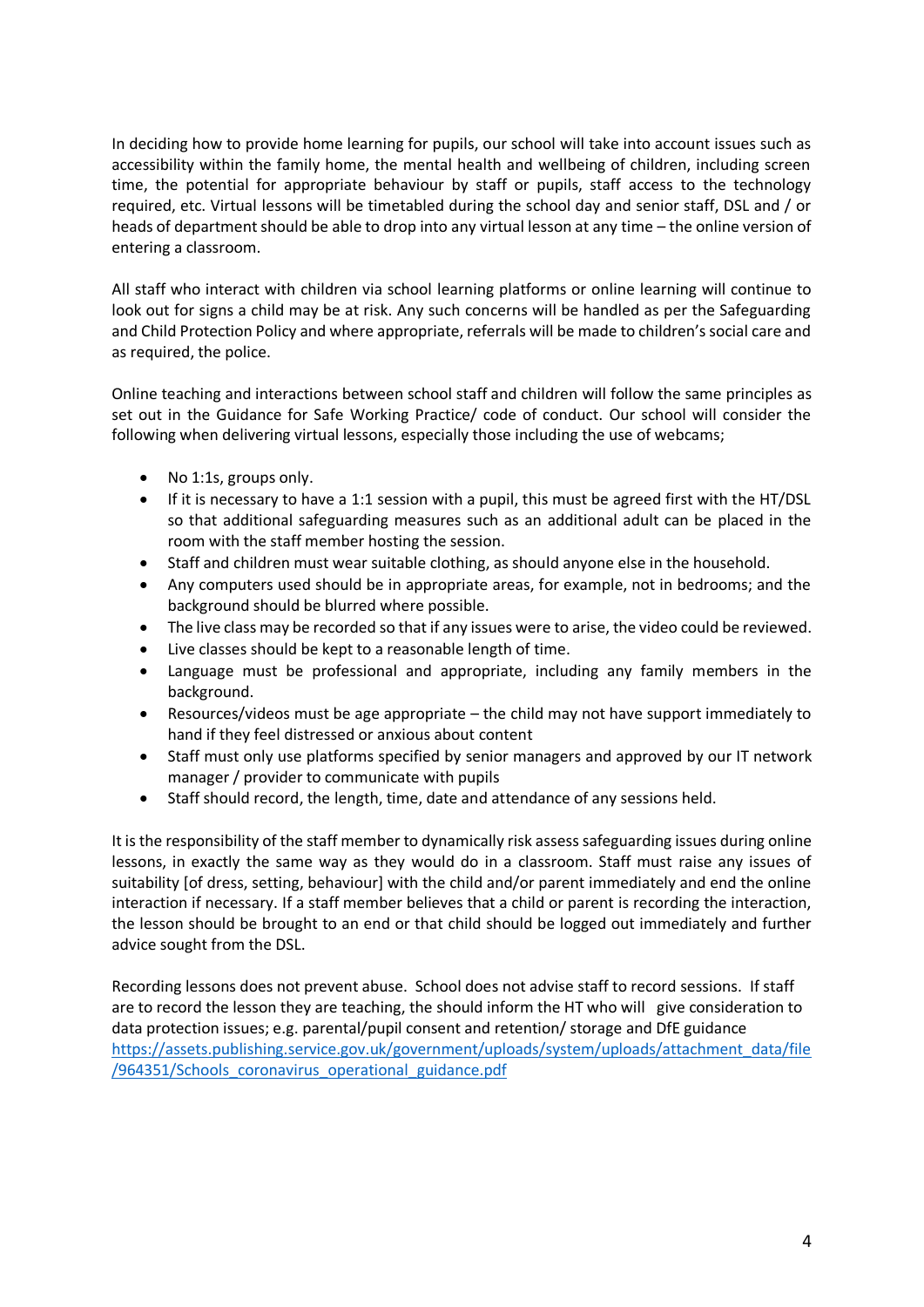In deciding how to provide home learning for pupils, our school will take into account issues such as accessibility within the family home, the mental health and wellbeing of children, including screen time, the potential for appropriate behaviour by staff or pupils, staff access to the technology required, etc. Virtual lessons will be timetabled during the school day and senior staff, DSL and / or heads of department should be able to drop into any virtual lesson at any time – the online version of entering a classroom.

All staff who interact with children via school learning platforms or online learning will continue to look out for signs a child may be at risk. Any such concerns will be handled as per the Safeguarding and Child Protection Policy and where appropriate, referrals will be made to children's social care and as required, the police.

Online teaching and interactions between school staff and children will follow the same principles as set out in the Guidance for Safe Working Practice/ code of conduct. Our school will consider the following when delivering virtual lessons, especially those including the use of webcams;

- No 1:1s, groups only.
- If it is necessary to have a 1:1 session with a pupil, this must be agreed first with the HT/DSL so that additional safeguarding measures such as an additional adult can be placed in the room with the staff member hosting the session.
- Staff and children must wear suitable clothing, as should anyone else in the household.
- Any computers used should be in appropriate areas, for example, not in bedrooms; and the background should be blurred where possible.
- The live class may be recorded so that if any issues were to arise, the video could be reviewed.
- Live classes should be kept to a reasonable length of time.
- Language must be professional and appropriate, including any family members in the background.
- Resources/videos must be age appropriate – the child may not have support immediately to hand if they feel distressed or anxious about content
- Staff must only use platforms specified by senior managers and approved by our IT network manager / provider to communicate with pupils
- Staff should record, the length, time, date and attendance of any sessions held.

It is the responsibility of the staff member to dynamically risk assess safeguarding issues during online lessons, in exactly the same way as they would do in a classroom. Staff must raise any issues of suitability [of dress, setting, behaviour] with the child and/or parent immediately and end the online interaction if necessary. If a staff member believes that a child or parent is recording the interaction, the lesson should be brought to an end or that child should be logged out immediately and further advice sought from the DSL.

Recording lessons does not prevent abuse. School does not advise staff to record sessions. If staff are to record the lesson they are teaching, the should inform the HT who will give consideration to data protection issues; e.g. parental/pupil consent and retention/ storage and DfE guidance https://assets.publishing.service.gov.uk/government/uploads/system/uploads/attachment_data/file/964351/Schools_coronavirus_operational_guidance.pdf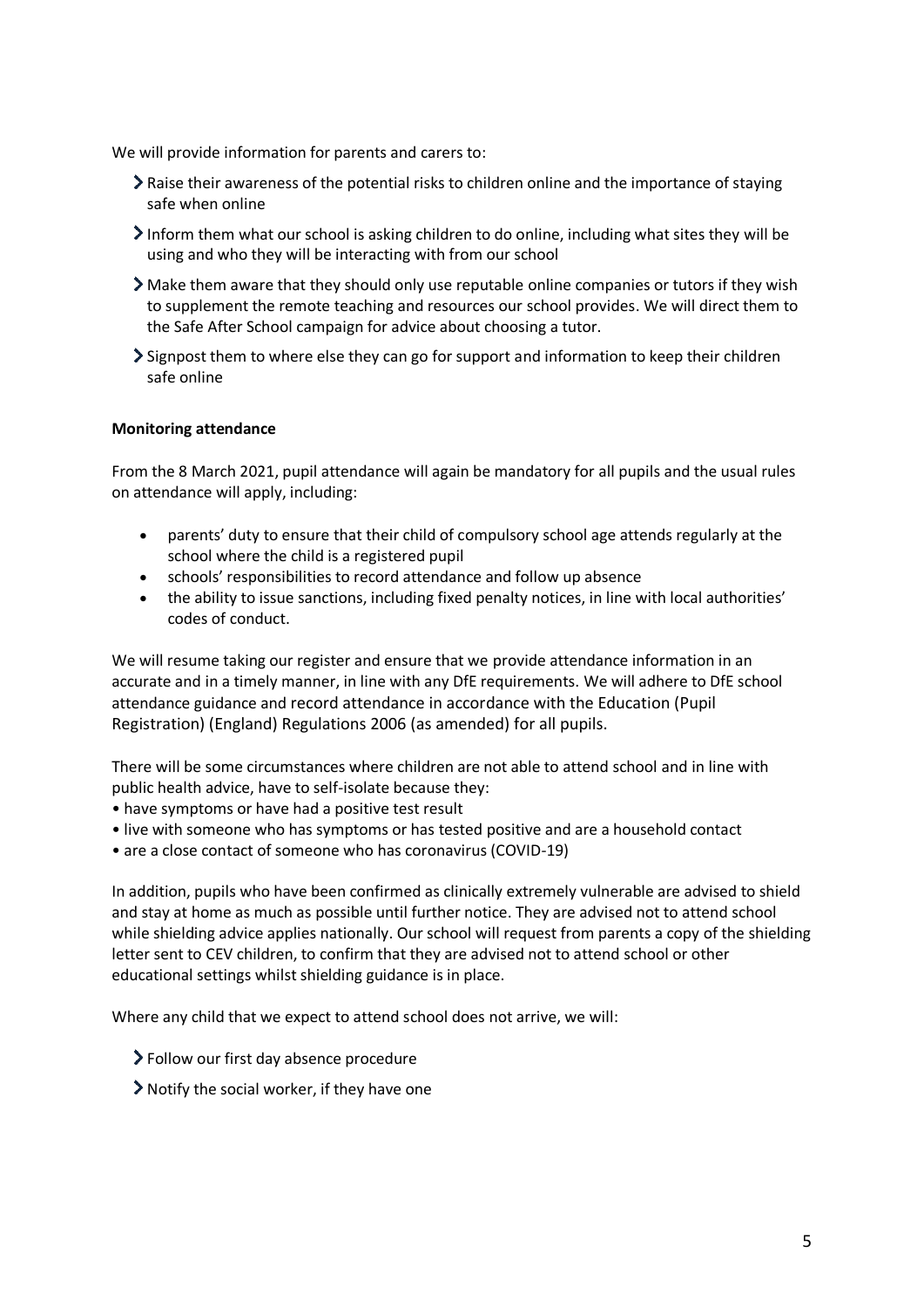We will provide information for parents and carers to:

- Raise their awareness of the potential risks to children online and the importance of staying safe when online
- Inform them what our school is asking children to do online, including what sites they will be using and who they will be interacting with from our school
- Make them aware that they should only use reputable online companies or tutors if they wish to supplement the remote teaching and resources our school provides. We will direct them to the Safe After School campaign for advice about choosing a tutor.
- Signpost them to where else they can go for support and information to keep their children safe online

**Monitoring attendance**

From the 8 March 2021, pupil attendance will again be mandatory for all pupils and the usual rules on attendance will apply, including:

- parents' duty to ensure that their child of compulsory school age attends regularly at the school where the child is a registered pupil
- schools' responsibilities to record attendance and follow up absence
- the ability to issue sanctions, including fixed penalty notices, in line with local authorities' codes of conduct.

We will resume taking our register and ensure that we provide attendance information in an accurate and in a timely manner, in line with any DfE requirements. We will adhere to DfE school attendance guidance and record attendance in accordance with the Education (Pupil Registration) (England) Regulations 2006 (as amended) for all pupils.

There will be some circumstances where children are not able to attend school and in line with public health advice, have to self-isolate because they:

- have symptoms or have had a positive test result
- live with someone who has symptoms or has tested positive and are a household contact
- are a close contact of someone who has coronavirus (COVID-19)

In addition, pupils who have been confirmed as clinically extremely vulnerable are advised to shield and stay at home as much as possible until further notice. They are advised not to attend school while shielding advice applies nationally. Our school will request from parents a copy of the shielding letter sent to CEV children, to confirm that they are advised not to attend school or other educational settings whilst shielding guidance is in place.

Where any child that we expect to attend school does not arrive, we will:

- Follow our first day absence procedure
- Notify the social worker, if they have one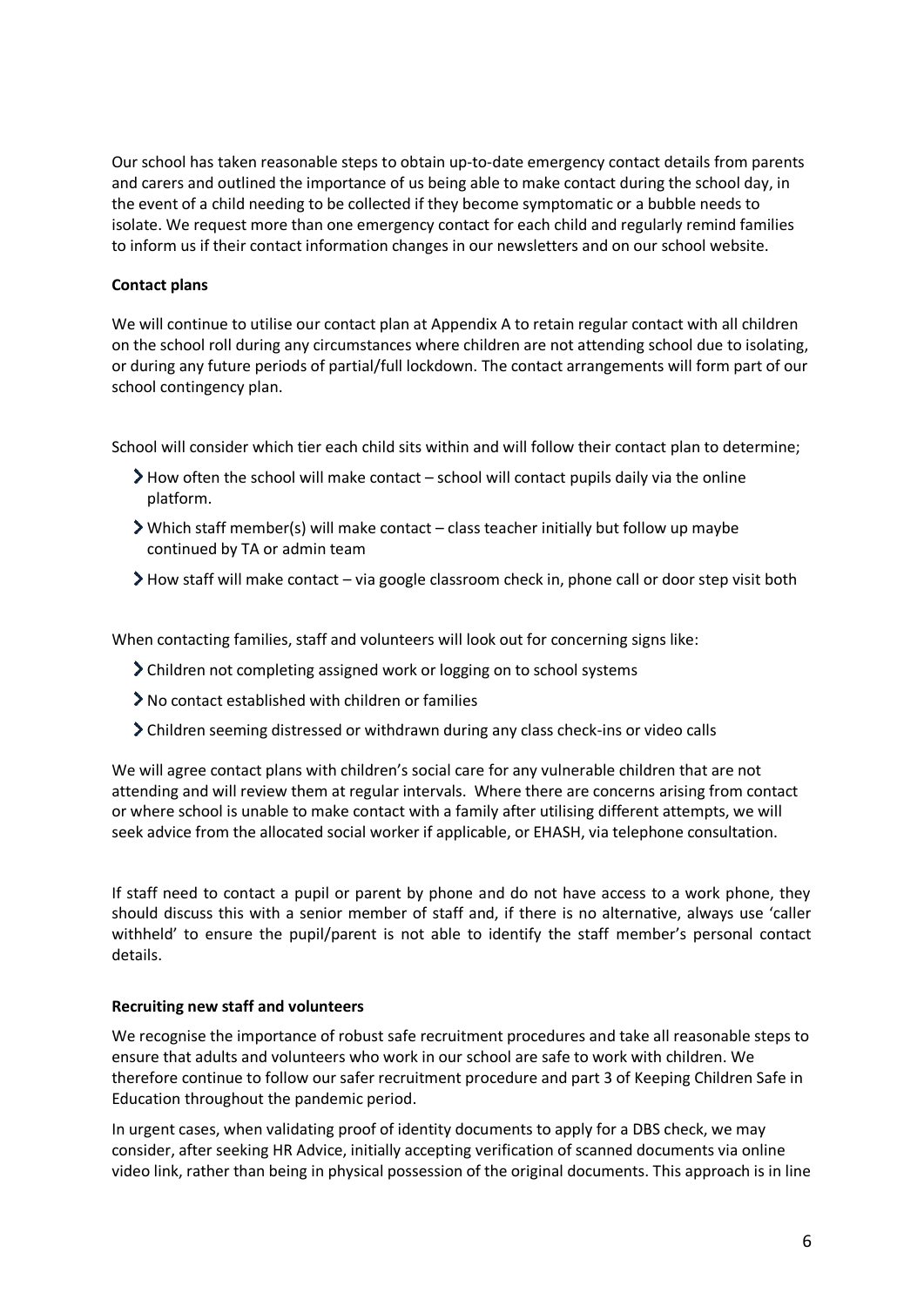Our school has taken reasonable steps to obtain up-to-date emergency contact details from parents and carers and outlined the importance of us being able to make contact during the school day, in the event of a child needing to be collected if they become symptomatic or a bubble needs to isolate. We request more than one emergency contact for each child and regularly remind families to inform us if their contact information changes in our newsletters and on our school website.

**Contact plans**

We will continue to utilise our contact plan at Appendix A to retain regular contact with all children on the school roll during any circumstances where children are not attending school due to isolating, or during any future periods of partial/full lockdown. The contact arrangements will form part of our school contingency plan.

School will consider which tier each child sits within and will follow their contact plan to determine;

- How often the school will make contact – school will contact pupils daily via the online platform.
- Which staff member(s) will make contact – class teacher initially but follow up maybe continued by TA or admin team
- How staff will make contact – via google classroom check in, phone call or door step visit both

When contacting families, staff and volunteers will look out for concerning signs like:

- Children not completing assigned work or logging on to school systems
- No contact established with children or families
- Children seeming distressed or withdrawn during any class check-ins or video calls

We will agree contact plans with children's social care for any vulnerable children that are not attending and will review them at regular intervals. Where there are concerns arising from contact or where school is unable to make contact with a family after utilising different attempts, we will seek advice from the allocated social worker if applicable, or EHASH, via telephone consultation.

If staff need to contact a pupil or parent by phone and do not have access to a work phone, they should discuss this with a senior member of staff and, if there is no alternative, always use 'caller withheld' to ensure the pupil/parent is not able to identify the staff member's personal contact details.

**Recruiting new staff and volunteers**

We recognise the importance of robust safe recruitment procedures and take all reasonable steps to ensure that adults and volunteers who work in our school are safe to work with children. We therefore continue to follow our safer recruitment procedure and part 3 of Keeping Children Safe in Education throughout the pandemic period.

In urgent cases, when validating proof of identity documents to apply for a DBS check, we may consider, after seeking HR Advice, initially accepting verification of scanned documents via online video link, rather than being in physical possession of the original documents. This approach is in line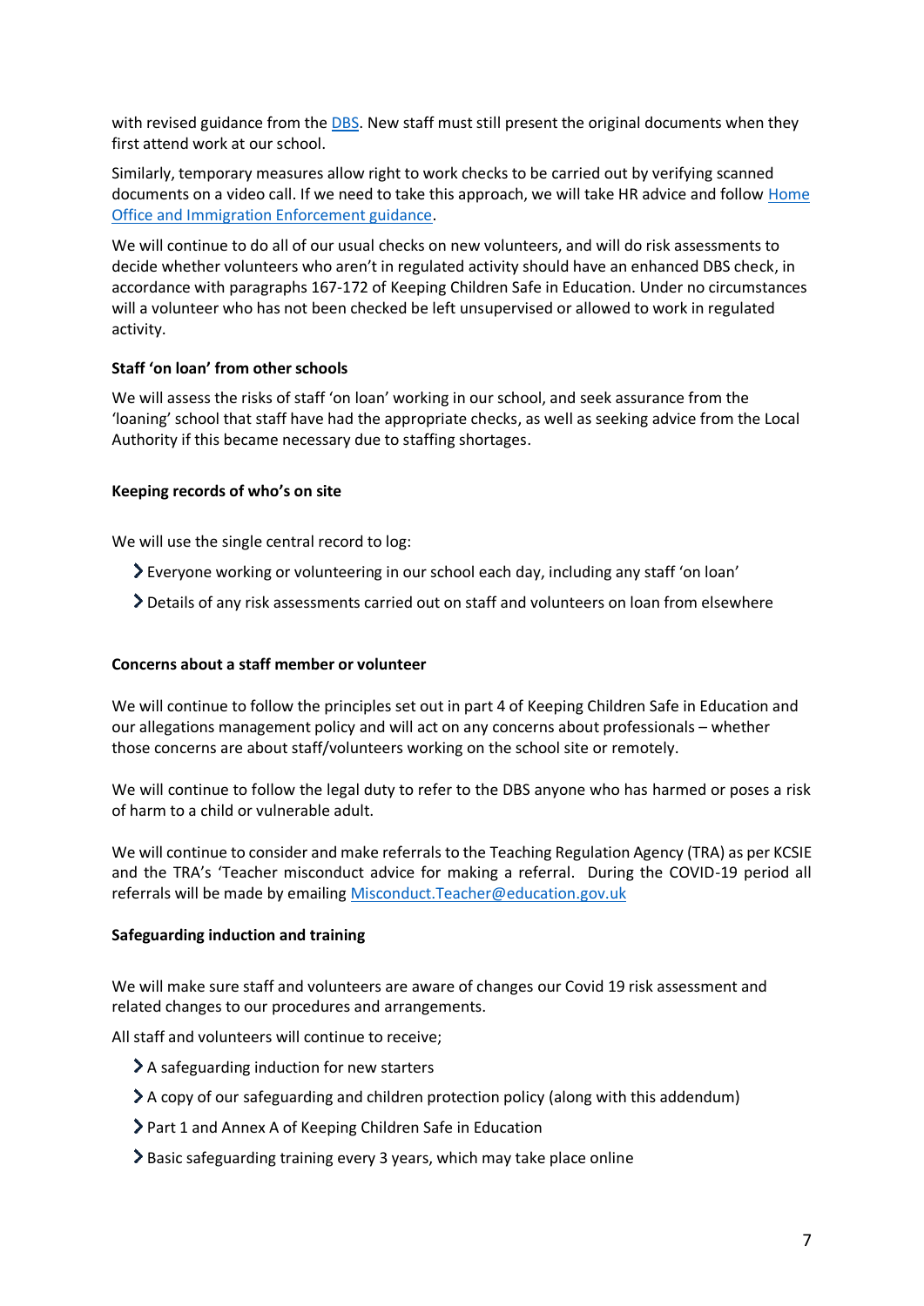with revised guidance from the DBS. New staff must still present the original documents when they first attend work at our school.

Similarly, temporary measures allow right to work checks to be carried out by verifying scanned documents on a video call. If we need to take this approach, we will take HR advice and follow Home Office and Immigration Enforcement guidance.

We will continue to do all of our usual checks on new volunteers, and will do risk assessments to decide whether volunteers who aren't in regulated activity should have an enhanced DBS check, in accordance with paragraphs 167-172 of Keeping Children Safe in Education. Under no circumstances will a volunteer who has not been checked be left unsupervised or allowed to work in regulated activity.

**Staff 'on loan' from other schools**

We will assess the risks of staff 'on loan' working in our school, and seek assurance from the 'loaning' school that staff have had the appropriate checks, as well as seeking advice from the Local Authority if this became necessary due to staffing shortages.

**Keeping records of who's on site**

We will use the single central record to log:

- Everyone working or volunteering in our school each day, including any staff 'on loan'
- Details of any risk assessments carried out on staff and volunteers on loan from elsewhere

**Concerns about a staff member or volunteer**

We will continue to follow the principles set out in part 4 of Keeping Children Safe in Education and our allegations management policy and will act on any concerns about professionals – whether those concerns are about staff/volunteers working on the school site or remotely.

We will continue to follow the legal duty to refer to the DBS anyone who has harmed or poses a risk of harm to a child or vulnerable adult.

We will continue to consider and make referrals to the Teaching Regulation Agency (TRA) as per KCSIE and the TRA's 'Teacher misconduct advice for making a referral. During the COVID-19 period all referrals will be made by emailing Misconduct.Teacher@education.gov.uk

**Safeguarding induction and training**

We will make sure staff and volunteers are aware of changes our Covid 19 risk assessment and related changes to our procedures and arrangements.

All staff and volunteers will continue to receive;

- A safeguarding induction for new starters
- A copy of our safeguarding and children protection policy (along with this addendum)
- Part 1 and Annex A of Keeping Children Safe in Education
- Basic safeguarding training every 3 years, which may take place online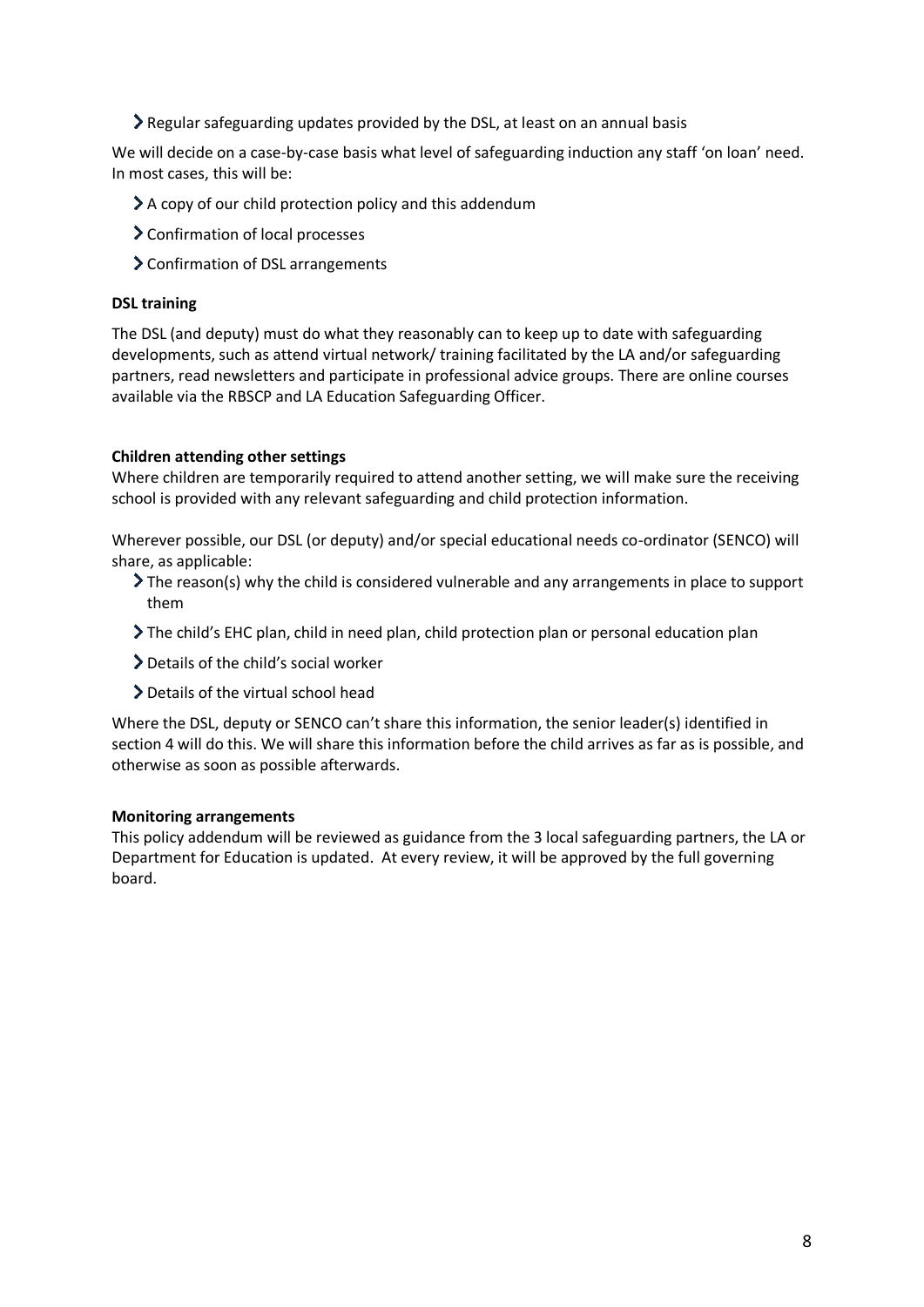- Regular safeguarding updates provided by the DSL, at least on an annual basis

We will decide on a case-by-case basis what level of safeguarding induction any staff 'on loan' need. In most cases, this will be:

- A copy of our child protection policy and this addendum
- Confirmation of local processes
- Confirmation of DSL arrangements

**DSL training**

The DSL (and deputy) must do what they reasonably can to keep up to date with safeguarding developments, such as attend virtual network/ training facilitated by the LA and/or safeguarding partners, read newsletters and participate in professional advice groups. There are online courses available via the RBSCP and LA Education Safeguarding Officer.

**Children attending other settings**

Where children are temporarily required to attend another setting, we will make sure the receiving school is provided with any relevant safeguarding and child protection information.

Wherever possible, our DSL (or deputy) and/or special educational needs co-ordinator (SENCO) will share, as applicable:

- The reason(s) why the child is considered vulnerable and any arrangements in place to support them
- The child's EHC plan, child in need plan, child protection plan or personal education plan
- Details of the child's social worker
- Details of the virtual school head

Where the DSL, deputy or SENCO can't share this information, the senior leader(s) identified in section 4 will do this. We will share this information before the child arrives as far as is possible, and otherwise as soon as possible afterwards.

**Monitoring arrangements**

This policy addendum will be reviewed as guidance from the 3 local safeguarding partners, the LA or Department for Education is updated. At every review, it will be approved by the full governing board.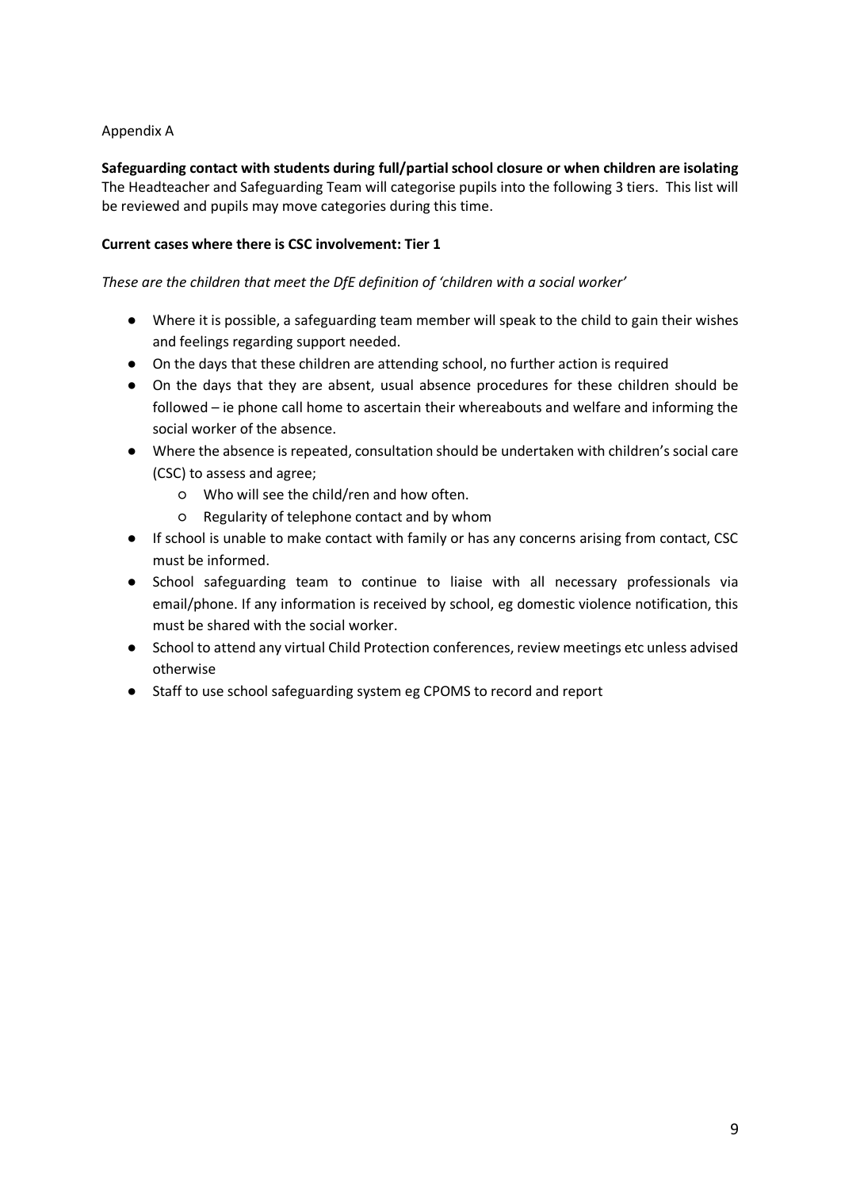Appendix A

**Safeguarding contact with students during full/partial school closure or when children are isolating**
The Headteacher and Safeguarding Team will categorise pupils into the following 3 tiers. This list will be reviewed and pupils may move categories during this time.

**Current cases where there is CSC involvement: Tier 1**

*These are the children that meet the DfE definition of 'children with a social worker'*

- Where it is possible, a safeguarding team member will speak to the child to gain their wishes and feelings regarding support needed.
- On the days that these children are attending school, no further action is required
- On the days that they are absent, usual absence procedures for these children should be followed – ie phone call home to ascertain their whereabouts and welfare and informing the social worker of the absence.
- Where the absence is repeated, consultation should be undertaken with children's social care (CSC) to assess and agree;
    - Who will see the child/ren and how often.
    - Regularity of telephone contact and by whom
- If school is unable to make contact with family or has any concerns arising from contact, CSC must be informed.
- School safeguarding team to continue to liaise with all necessary professionals via email/phone. If any information is received by school, eg domestic violence notification, this must be shared with the social worker.
- School to attend any virtual Child Protection conferences, review meetings etc unless advised otherwise
- Staff to use school safeguarding system eg CPOMS to record and report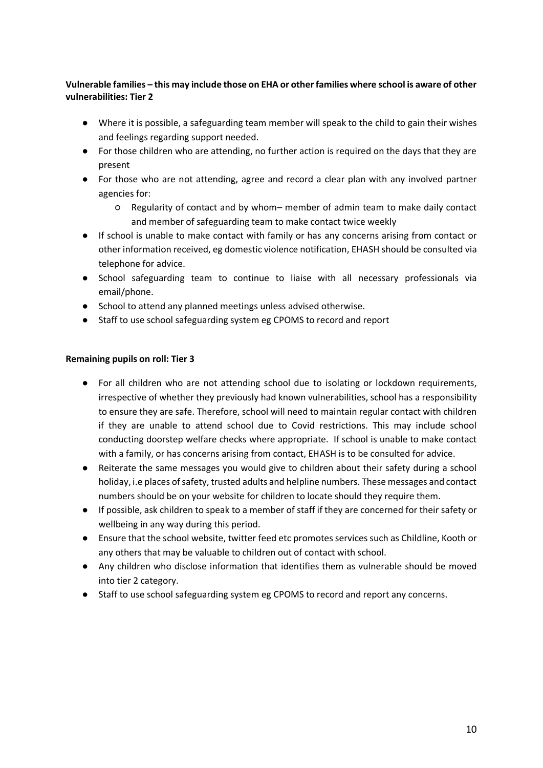**Vulnerable families – this may include those on EHA or other families where school is aware of other vulnerabilities: Tier 2**

- Where it is possible, a safeguarding team member will speak to the child to gain their wishes and feelings regarding support needed.
- For those children who are attending, no further action is required on the days that they are present
- For those who are not attending, agree and record a clear plan with any involved partner agencies for:
  - Regularity of contact and by whom– member of admin team to make daily contact and member of safeguarding team to make contact twice weekly
- If school is unable to make contact with family or has any concerns arising from contact or other information received, eg domestic violence notification, EHASH should be consulted via telephone for advice.
- School safeguarding team to continue to liaise with all necessary professionals via email/phone.
- School to attend any planned meetings unless advised otherwise.
- Staff to use school safeguarding system eg CPOMS to record and report

**Remaining pupils on roll: Tier 3**

- For all children who are not attending school due to isolating or lockdown requirements, irrespective of whether they previously had known vulnerabilities, school has a responsibility to ensure they are safe. Therefore, school will need to maintain regular contact with children if they are unable to attend school due to Covid restrictions. This may include school conducting doorstep welfare checks where appropriate. If school is unable to make contact with a family, or has concerns arising from contact, EHASH is to be consulted for advice.
- Reiterate the same messages you would give to children about their safety during a school holiday, i.e places of safety, trusted adults and helpline numbers. These messages and contact numbers should be on your website for children to locate should they require them.
- If possible, ask children to speak to a member of staff if they are concerned for their safety or wellbeing in any way during this period.
- Ensure that the school website, twitter feed etc promotes services such as Childline, Kooth or any others that may be valuable to children out of contact with school.
- Any children who disclose information that identifies them as vulnerable should be moved into tier 2 category.
- Staff to use school safeguarding system eg CPOMS to record and report any concerns.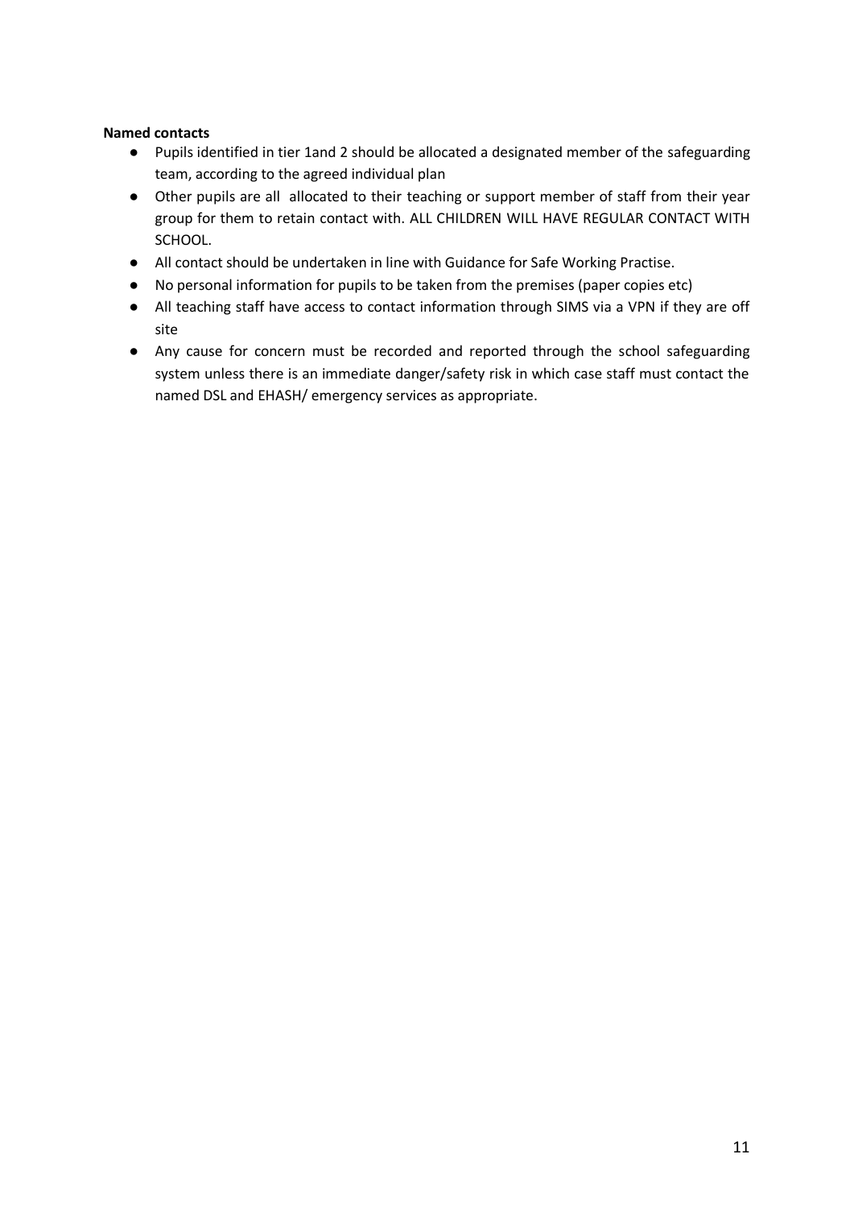**Named contacts**

- Pupils identified in tier 1and 2 should be allocated a designated member of the safeguarding team, according to the agreed individual plan
- Other pupils are all  allocated to their teaching or support member of staff from their year group for them to retain contact with. ALL CHILDREN WILL HAVE REGULAR CONTACT WITH SCHOOL.
- All contact should be undertaken in line with Guidance for Safe Working Practise.
- No personal information for pupils to be taken from the premises (paper copies etc)
- All teaching staff have access to contact information through SIMS via a VPN if they are off site
- Any cause for concern must be recorded and reported through the school safeguarding system unless there is an immediate danger/safety risk in which case staff must contact the named DSL and EHASH/ emergency services as appropriate.